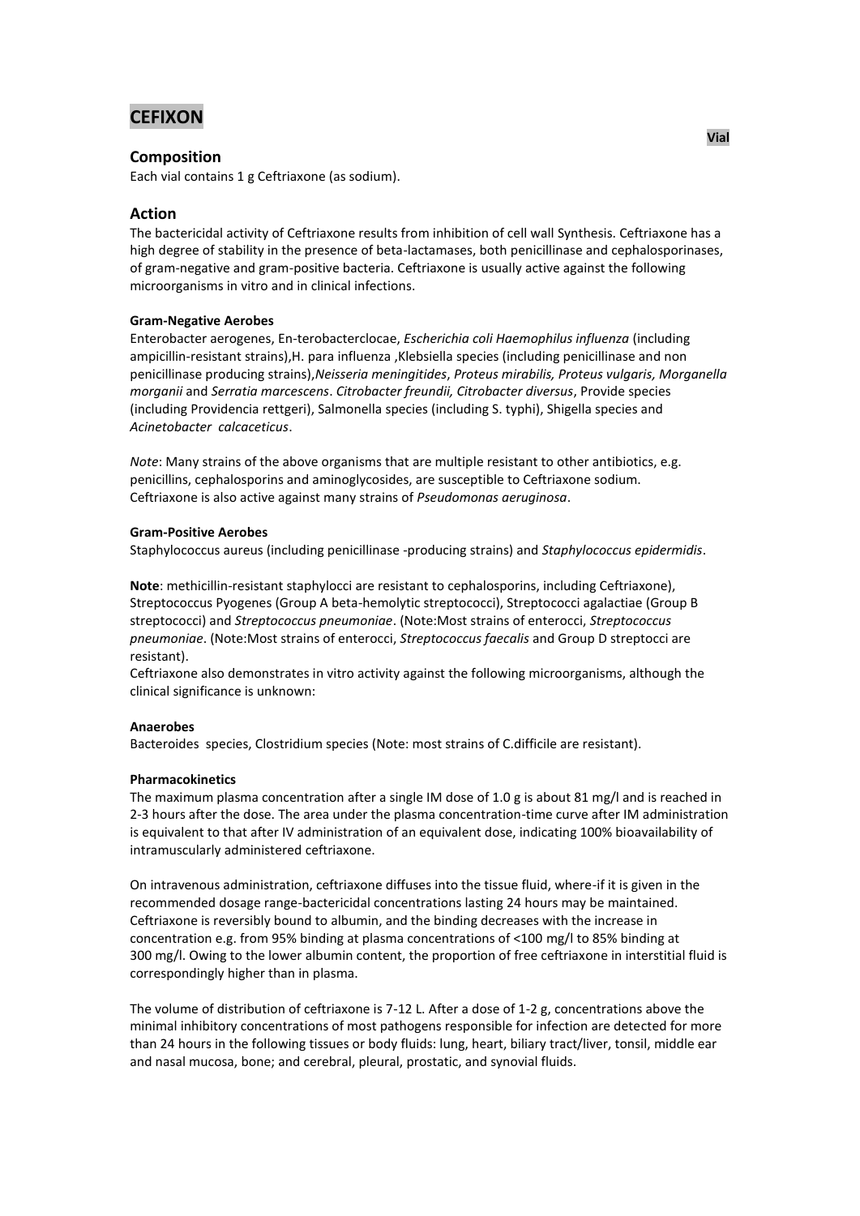# CEFIXON

Vial

## Composition

Each vial contains 1 g Ceftriaxone (as sodium).

## Action

The bactericidal activity of Ceftriaxone results from inhibition of cell wall Synthesis. Ceftriaxone has a high degree of stability in the presence of beta-lactamases, both penicillinase and cephalosporinases, of gram-negative and gram-positive bacteria. Ceftriaxone is usually active against the following microorganisms in vitro and in clinical infections.

**Gram-Negative Aerobes**

Enterobacter aerogenes, En-terobacterclocae, *Escherichia coli Haemophilus influenza* (including ampicillin-resistant strains),H. para influenza ,Klebsiella species (including penicillinase and non penicillinase producing strains),*Neisseria meningitides*, *Proteus mirabilis, Proteus vulgaris, Morganella morganii* and *Serratia marcescens*. *Citrobacter freundii, Citrobacter diversus*, Provide species (including Providencia rettgeri), Salmonella species (including S. typhi), Shigella species and *Acinetobacter calcaceticus*.

*Note*: Many strains of the above organisms that are multiple resistant to other antibiotics, e.g. penicillins, cephalosporins and aminoglycosides, are susceptible to Ceftriaxone sodium. Ceftriaxone is also active against many strains of *Pseudomonas aeruginosa*.

**Gram-Positive Aerobes**

Staphylococcus aureus (including penicillinase -producing strains) and *Staphylococcus epidermidis*.

**Note**: methicillin-resistant staphylocci are resistant to cephalosporins, including Ceftriaxone), Streptococcus Pyogenes (Group A beta-hemolytic streptococci), Streptococci agalactiae (Group B streptococci) and *Streptococcus pneumoniae*. (Note:Most strains of enterocci, *Streptococcus pneumoniae*. (Note:Most strains of enterocci, *Streptococcus faecalis* and Group D streptocci are resistant).

Ceftriaxone also demonstrates in vitro activity against the following microorganisms, although the clinical significance is unknown:

**Anaerobes**

Bacteroides species, Clostridium species (Note: most strains of C.difficile are resistant).

**Pharmacokinetics**

The maximum plasma concentration after a single IM dose of 1.0 g is about 81 mg/l and is reached in 2-3 hours after the dose. The area under the plasma concentration-time curve after IM administration is equivalent to that after IV administration of an equivalent dose, indicating 100% bioavailability of intramuscularly administered ceftriaxone.

On intravenous administration, ceftriaxone diffuses into the tissue fluid, where-if it is given in the recommended dosage range-bactericidal concentrations lasting 24 hours may be maintained. Ceftriaxone is reversibly bound to albumin, and the binding decreases with the increase in concentration e.g. from 95% binding at plasma concentrations of <100 mg/l to 85% binding at 300 mg/l. Owing to the lower albumin content, the proportion of free ceftriaxone in interstitial fluid is correspondingly higher than in plasma.

The volume of distribution of ceftriaxone is 7-12 L. After a dose of 1-2 g, concentrations above the minimal inhibitory concentrations of most pathogens responsible for infection are detected for more than 24 hours in the following tissues or body fluids: lung, heart, biliary tract/liver, tonsil, middle ear and nasal mucosa, bone; and cerebral, pleural, prostatic, and synovial fluids.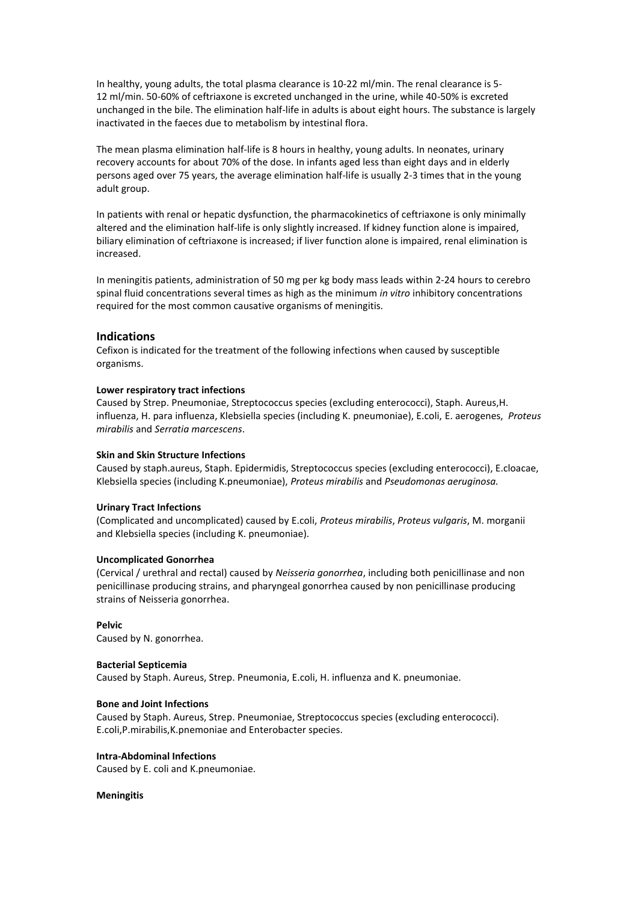In healthy, young adults, the total plasma clearance is 10-22 ml/min. The renal clearance is 5-12 ml/min. 50-60% of ceftriaxone is excreted unchanged in the urine, while 40-50% is excreted unchanged in the bile. The elimination half-life in adults is about eight hours. The substance is largely inactivated in the faeces due to metabolism by intestinal flora.

The mean plasma elimination half-life is 8 hours in healthy, young adults. In neonates, urinary recovery accounts for about 70% of the dose. In infants aged less than eight days and in elderly persons aged over 75 years, the average elimination half-life is usually 2-3 times that in the young adult group.

In patients with renal or hepatic dysfunction, the pharmacokinetics of ceftriaxone is only minimally altered and the elimination half-life is only slightly increased. If kidney function alone is impaired, biliary elimination of ceftriaxone is increased; if liver function alone is impaired, renal elimination is increased.

In meningitis patients, administration of 50 mg per kg body mass leads within 2-24 hours to cerebro spinal fluid concentrations several times as high as the minimum *in vitro* inhibitory concentrations required for the most common causative organisms of meningitis.

## Indications

Cefixon is indicated for the treatment of the following infections when caused by susceptible organisms.

**Lower respiratory tract infections**

Caused by Strep. Pneumoniae, Streptococcus species (excluding enterococci), Staph. Aureus,H. influenza, H. para influenza, Klebsiella species (including K. pneumoniae), E.coli, E. aerogenes, *Proteus mirabilis* and *Serratia marcescens*.

**Skin and Skin Structure Infections**

Caused by staph.aureus, Staph. Epidermidis, Streptococcus species (excluding enterococci), E.cloacae, Klebsiella species (including K.pneumoniae), *Proteus mirabilis* and *Pseudomonas aeruginosa.*

**Urinary Tract Infections**

(Complicated and uncomplicated) caused by E.coli, *Proteus mirabilis*, *Proteus vulgaris*, M. morganii and Klebsiella species (including K. pneumoniae).

**Uncomplicated Gonorrhea**

(Cervical / urethral and rectal) caused by *Neisseria gonorrhea*, including both penicillinase and non penicillinase producing strains, and pharyngeal gonorrhea caused by non penicillinase producing strains of Neisseria gonorrhea.

**Pelvic**

Caused by N. gonorrhea.

**Bacterial Septicemia**

Caused by Staph. Aureus, Strep. Pneumonia, E.coli, H. influenza and K. pneumoniae.

**Bone and Joint Infections**

Caused by Staph. Aureus, Strep. Pneumoniae, Streptococcus species (excluding enterococci). E.coli,P.mirabilis,K.pnemoniae and Enterobacter species.

**Intra-Abdominal Infections**

Caused by E. coli and K.pneumoniae.

**Meningitis**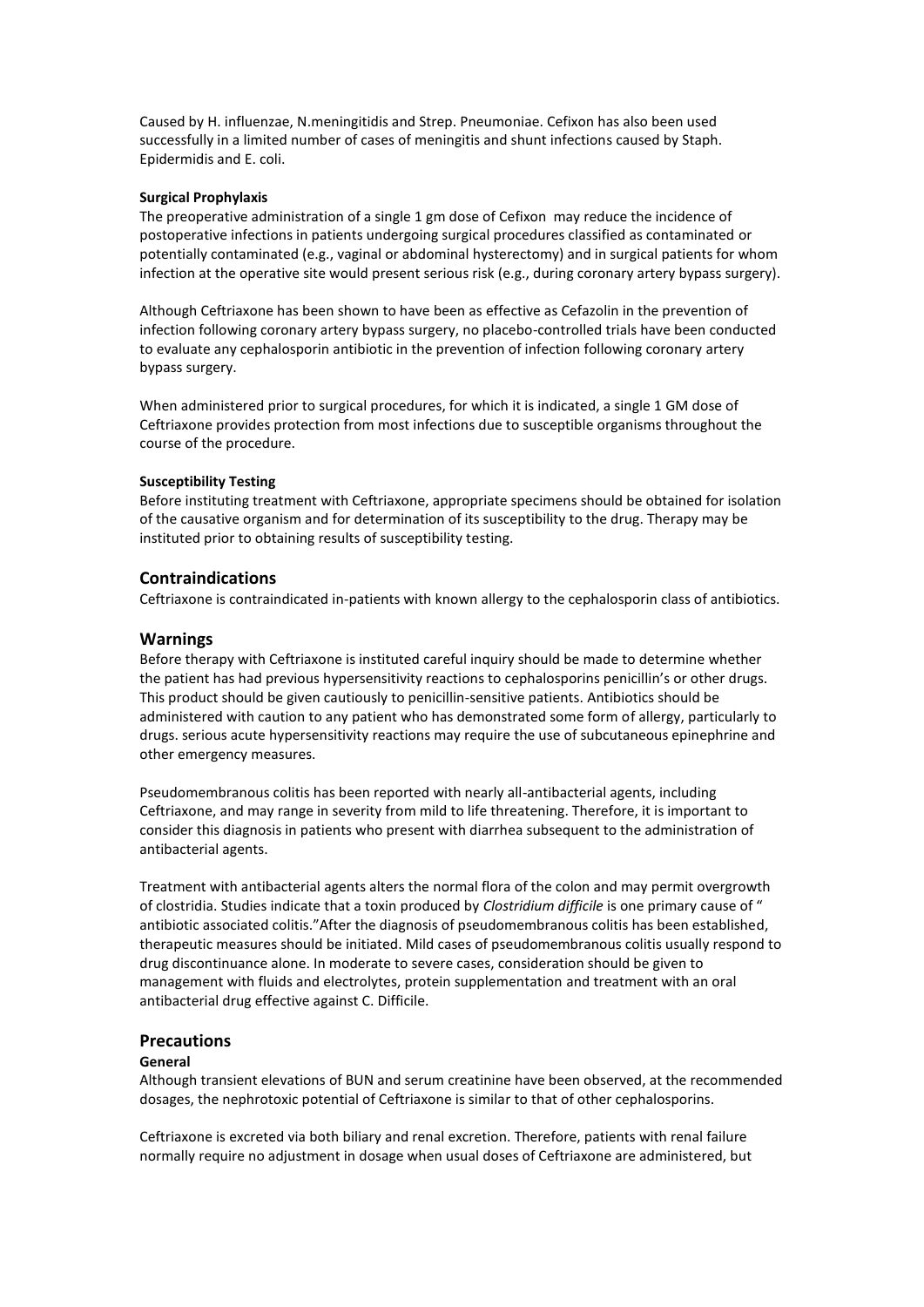Caused by H. influenzae, N.meningitidis and Strep. Pneumoniae. Cefixon has also been used successfully in a limited number of cases of meningitis and shunt infections caused by Staph. Epidermidis and E. coli.

#### Surgical Prophylaxis

The preoperative administration of a single 1 gm dose of Cefixon may reduce the incidence of postoperative infections in patients undergoing surgical procedures classified as contaminated or potentially contaminated (e.g., vaginal or abdominal hysterectomy) and in surgical patients for whom infection at the operative site would present serious risk (e.g., during coronary artery bypass surgery).

Although Ceftriaxone has been shown to have been as effective as Cefazolin in the prevention of infection following coronary artery bypass surgery, no placebo-controlled trials have been conducted to evaluate any cephalosporin antibiotic in the prevention of infection following coronary artery bypass surgery.

When administered prior to surgical procedures, for which it is indicated, a single 1 GM dose of Ceftriaxone provides protection from most infections due to susceptible organisms throughout the course of the procedure.

#### Susceptibility Testing

Before instituting treatment with Ceftriaxone, appropriate specimens should be obtained for isolation of the causative organism and for determination of its susceptibility to the drug. Therapy may be instituted prior to obtaining results of susceptibility testing.

## Contraindications

Ceftriaxone is contraindicated in-patients with known allergy to the cephalosporin class of antibiotics.

## Warnings

Before therapy with Ceftriaxone is instituted careful inquiry should be made to determine whether the patient has had previous hypersensitivity reactions to cephalosporins penicillin's or other drugs. This product should be given cautiously to penicillin-sensitive patients. Antibiotics should be administered with caution to any patient who has demonstrated some form of allergy, particularly to drugs. serious acute hypersensitivity reactions may require the use of subcutaneous epinephrine and other emergency measures.

Pseudomembranous colitis has been reported with nearly all-antibacterial agents, including Ceftriaxone, and may range in severity from mild to life threatening. Therefore, it is important to consider this diagnosis in patients who present with diarrhea subsequent to the administration of antibacterial agents.

Treatment with antibacterial agents alters the normal flora of the colon and may permit overgrowth of clostridia. Studies indicate that a toxin produced by *Clostridium difficile* is one primary cause of " antibiotic associated colitis."After the diagnosis of pseudomembranous colitis has been established, therapeutic measures should be initiated. Mild cases of pseudomembranous colitis usually respond to drug discontinuance alone. In moderate to severe cases, consideration should be given to management with fluids and electrolytes, protein supplementation and treatment with an oral antibacterial drug effective against C. Difficile.

## Precautions

#### General

Although transient elevations of BUN and serum creatinine have been observed, at the recommended dosages, the nephrotoxic potential of Ceftriaxone is similar to that of other cephalosporins.

Ceftriaxone is excreted via both biliary and renal excretion. Therefore, patients with renal failure normally require no adjustment in dosage when usual doses of Ceftriaxone are administered, but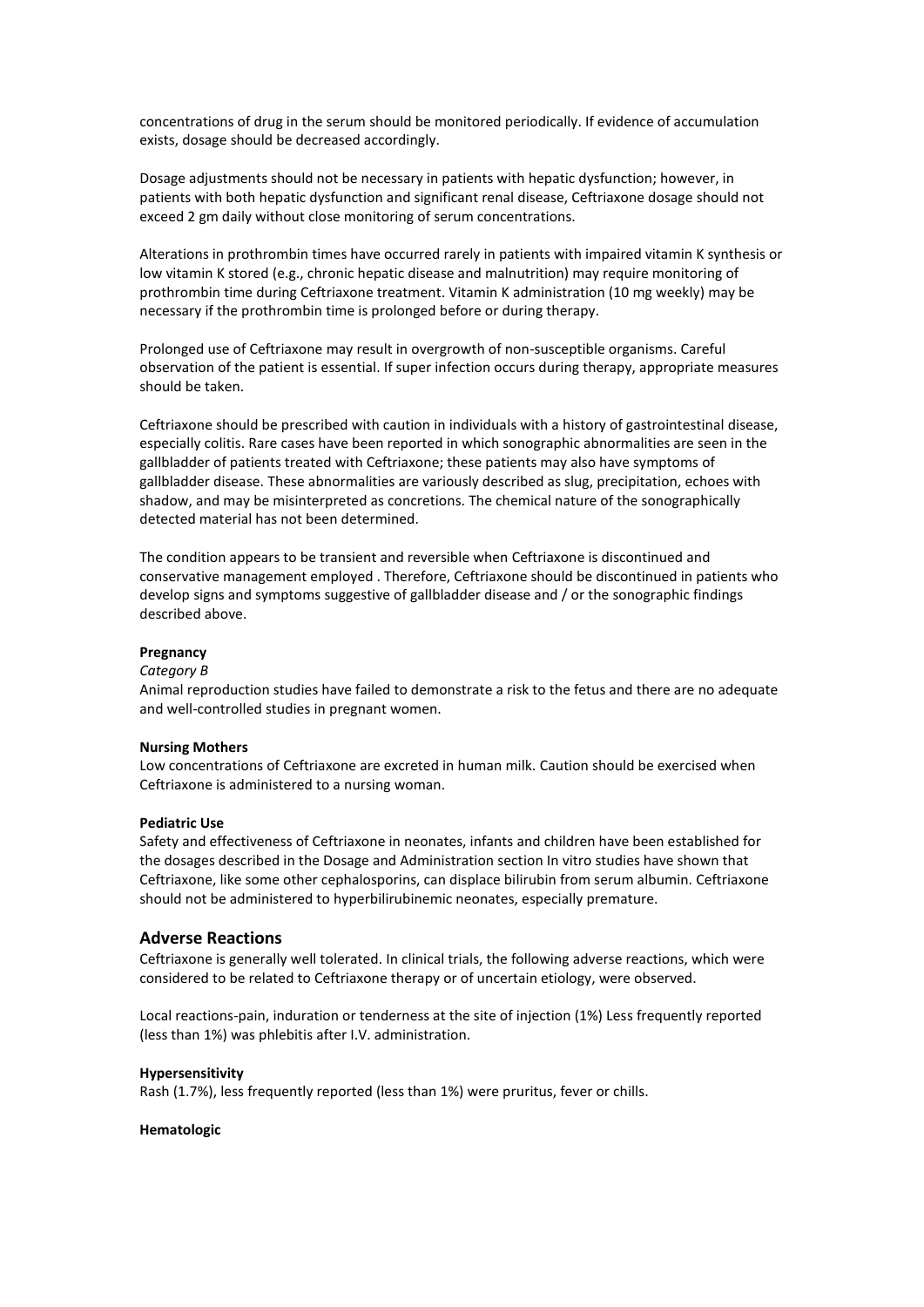concentrations of drug in the serum should be monitored periodically. If evidence of accumulation exists, dosage should be decreased accordingly.

Dosage adjustments should not be necessary in patients with hepatic dysfunction; however, in patients with both hepatic dysfunction and significant renal disease, Ceftriaxone dosage should not exceed 2 gm daily without close monitoring of serum concentrations.

Alterations in prothrombin times have occurred rarely in patients with impaired vitamin K synthesis or low vitamin K stored (e.g., chronic hepatic disease and malnutrition) may require monitoring of prothrombin time during Ceftriaxone treatment. Vitamin K administration (10 mg weekly) may be necessary if the prothrombin time is prolonged before or during therapy.

Prolonged use of Ceftriaxone may result in overgrowth of non-susceptible organisms. Careful observation of the patient is essential. If super infection occurs during therapy, appropriate measures should be taken.

Ceftriaxone should be prescribed with caution in individuals with a history of gastrointestinal disease, especially colitis. Rare cases have been reported in which sonographic abnormalities are seen in the gallbladder of patients treated with Ceftriaxone; these patients may also have symptoms of gallbladder disease. These abnormalities are variously described as slug, precipitation, echoes with shadow, and may be misinterpreted as concretions. The chemical nature of the sonographically detected material has not been determined.

The condition appears to be transient and reversible when Ceftriaxone is discontinued and conservative management employed . Therefore, Ceftriaxone should be discontinued in patients who develop signs and symptoms suggestive of gallbladder disease and / or the sonographic findings described above.

**Pregnancy**

*Category B*

Animal reproduction studies have failed to demonstrate a risk to the fetus and there are no adequate and well-controlled studies in pregnant women.

**Nursing Mothers**

Low concentrations of Ceftriaxone are excreted in human milk. Caution should be exercised when Ceftriaxone is administered to a nursing woman.

**Pediatric Use**

Safety and effectiveness of Ceftriaxone in neonates, infants and children have been established for the dosages described in the Dosage and Administration section In vitro studies have shown that Ceftriaxone, like some other cephalosporins, can displace bilirubin from serum albumin. Ceftriaxone should not be administered to hyperbilirubinemic neonates, especially premature.

## Adverse Reactions

Ceftriaxone is generally well tolerated. In clinical trials, the following adverse reactions, which were considered to be related to Ceftriaxone therapy or of uncertain etiology, were observed.

Local reactions-pain, induration or tenderness at the site of injection (1%) Less frequently reported (less than 1%) was phlebitis after I.V. administration.

**Hypersensitivity**

Rash (1.7%), less frequently reported (less than 1%) were pruritus, fever or chills.

**Hematologic**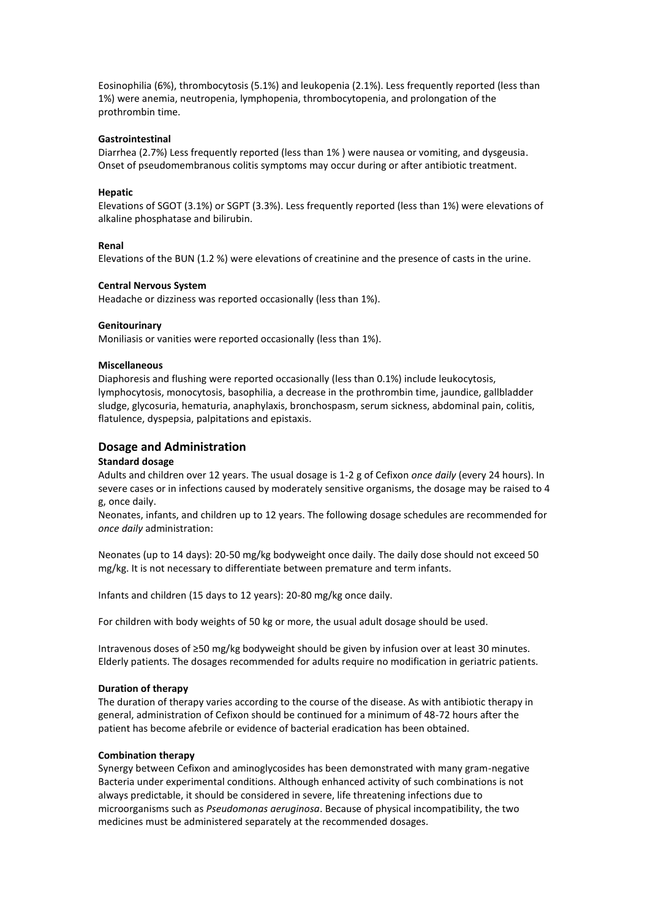Eosinophilia (6%), thrombocytosis (5.1%) and leukopenia (2.1%). Less frequently reported (less than 1%) were anemia, neutropenia, lymphopenia, thrombocytopenia, and prolongation of the prothrombin time.

**Gastrointestinal**

Diarrhea (2.7%) Less frequently reported (less than 1% ) were nausea or vomiting, and dysgeusia. Onset of pseudomembranous colitis symptoms may occur during or after antibiotic treatment.

**Hepatic**

Elevations of SGOT (3.1%) or SGPT (3.3%). Less frequently reported (less than 1%) were elevations of alkaline phosphatase and bilirubin.

**Renal**

Elevations of the BUN (1.2 %) were elevations of creatinine and the presence of casts in the urine.

**Central Nervous System**

Headache or dizziness was reported occasionally (less than 1%).

**Genitourinary**

Moniliasis or vanities were reported occasionally (less than 1%).

**Miscellaneous**

Diaphoresis and flushing were reported occasionally (less than 0.1%) include leukocytosis, lymphocytosis, monocytosis, basophilia, a decrease in the prothrombin time, jaundice, gallbladder sludge, glycosuria, hematuria, anaphylaxis, bronchospasm, serum sickness, abdominal pain, colitis, flatulence, dyspepsia, palpitations and epistaxis.

## Dosage and Administration

**Standard dosage**

Adults and children over 12 years. The usual dosage is 1-2 g of Cefixon *once daily* (every 24 hours). In severe cases or in infections caused by moderately sensitive organisms, the dosage may be raised to 4 g, once daily.

Neonates, infants, and children up to 12 years. The following dosage schedules are recommended for *once daily* administration:

Neonates (up to 14 days): 20-50 mg/kg bodyweight once daily. The daily dose should not exceed 50 mg/kg. It is not necessary to differentiate between premature and term infants.

Infants and children (15 days to 12 years): 20-80 mg/kg once daily.

For children with body weights of 50 kg or more, the usual adult dosage should be used.

Intravenous doses of ≥50 mg/kg bodyweight should be given by infusion over at least 30 minutes. Elderly patients. The dosages recommended for adults require no modification in geriatric patients.

**Duration of therapy**

The duration of therapy varies according to the course of the disease. As with antibiotic therapy in general, administration of Cefixon should be continued for a minimum of 48-72 hours after the patient has become afebrile or evidence of bacterial eradication has been obtained.

**Combination therapy**

Synergy between Cefixon and aminoglycosides has been demonstrated with many gram-negative Bacteria under experimental conditions. Although enhanced activity of such combinations is not always predictable, it should be considered in severe, life threatening infections due to microorganisms such as *Pseudomonas aeruginosa*. Because of physical incompatibility, the two medicines must be administered separately at the recommended dosages.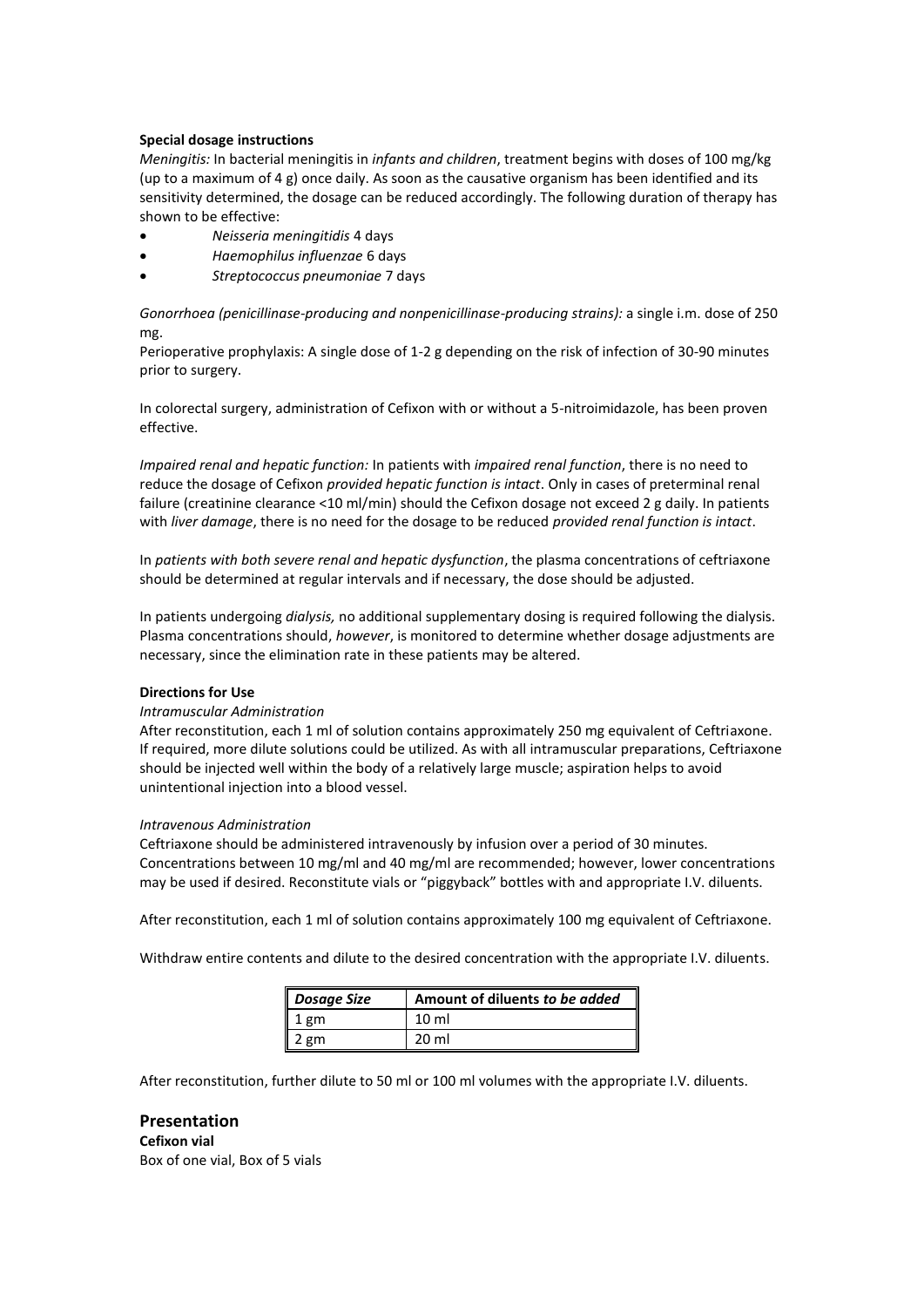**Special dosage instructions**

*Meningitis:* In bacterial meningitis in *infants and children*, treatment begins with doses of 100 mg/kg (up to a maximum of 4 g) once daily. As soon as the causative organism has been identified and its sensitivity determined, the dosage can be reduced accordingly. The following duration of therapy has shown to be effective:

- *Neisseria meningitidis* 4 days
- *Haemophilus influenzae* 6 days
- *Streptococcus pneumoniae* 7 days

*Gonorrhoea (penicillinase-producing and nonpenicillinase-producing strains):* a single i.m. dose of 250 mg.

Perioperative prophylaxis: A single dose of 1-2 g depending on the risk of infection of 30-90 minutes prior to surgery.

In colorectal surgery, administration of Cefixon with or without a 5-nitroimidazole, has been proven effective.

*Impaired renal and hepatic function:* In patients with *impaired renal function*, there is no need to reduce the dosage of Cefixon *provided hepatic function is intact*. Only in cases of preterminal renal failure (creatinine clearance <10 ml/min) should the Cefixon dosage not exceed 2 g daily. In patients with *liver damage*, there is no need for the dosage to be reduced *provided renal function is intact*.

In *patients with both severe renal and hepatic dysfunction*, the plasma concentrations of ceftriaxone should be determined at regular intervals and if necessary, the dose should be adjusted.

In patients undergoing *dialysis,* no additional supplementary dosing is required following the dialysis. Plasma concentrations should, *however*, is monitored to determine whether dosage adjustments are necessary, since the elimination rate in these patients may be altered.

**Directions for Use**

*Intramuscular Administration*

After reconstitution, each 1 ml of solution contains approximately 250 mg equivalent of Ceftriaxone. If required, more dilute solutions could be utilized. As with all intramuscular preparations, Ceftriaxone should be injected well within the body of a relatively large muscle; aspiration helps to avoid unintentional injection into a blood vessel.

*Intravenous Administration*

Ceftriaxone should be administered intravenously by infusion over a period of 30 minutes. Concentrations between 10 mg/ml and 40 mg/ml are recommended; however, lower concentrations may be used if desired. Reconstitute vials or "piggyback" bottles with and appropriate I.V. diluents.

After reconstitution, each 1 ml of solution contains approximately 100 mg equivalent of Ceftriaxone.

Withdraw entire contents and dilute to the desired concentration with the appropriate I.V. diluents.

| *Dosage Size* | Amount of diluents *to be added* |
|---|---|
| 1 gm | 10 ml |
| 2 gm | 20 ml |

After reconstitution, further dilute to 50 ml or 100 ml volumes with the appropriate I.V. diluents.

## Presentation

**Cefixon vial**

Box of one vial, Box of 5 vials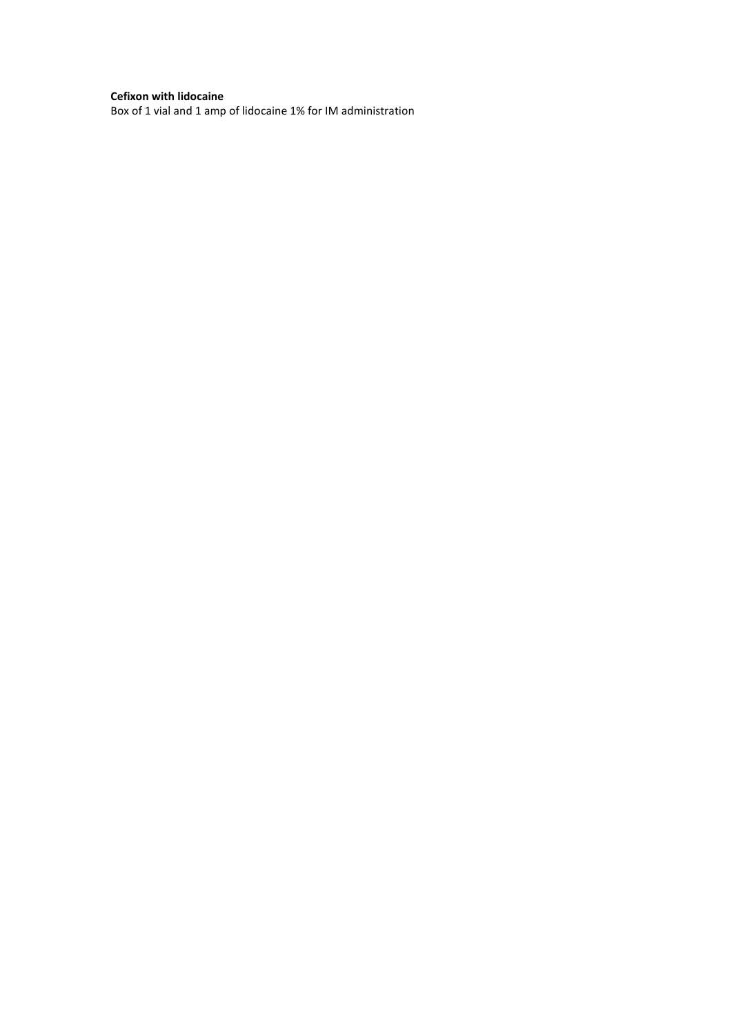**Cefixon with lidocaine**

Box of 1 vial and 1 amp of lidocaine 1% for IM administration